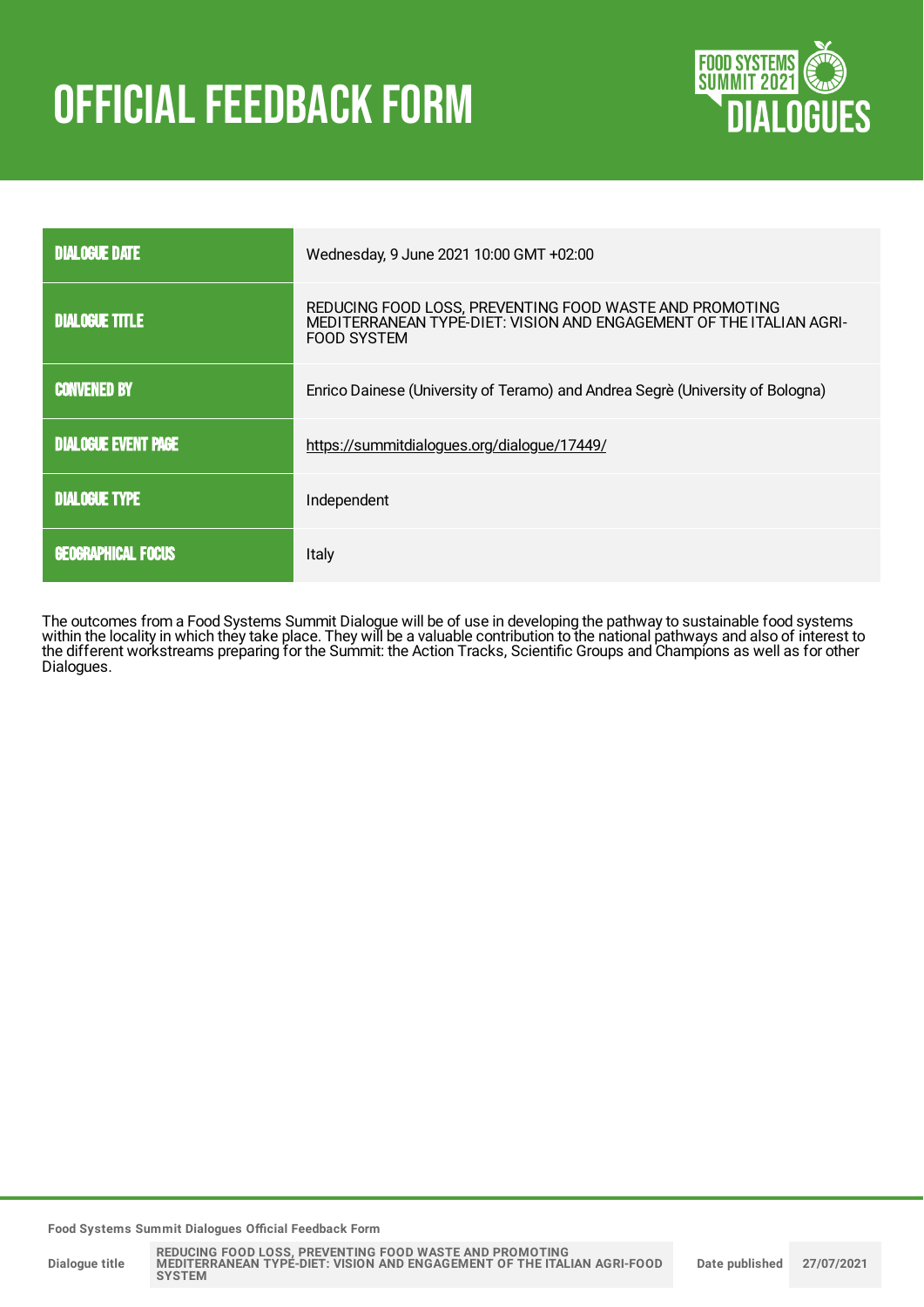# OFFICIAL FEEDBACK FORM

| DIALOGUE DATE | Wednesday, 9 June 2021 10:00 GMT +02:00 |
|---|---|
| DIALOGUE TITLE | REDUCING FOOD LOSS, PREVENTING FOOD WASTE AND PROMOTING MEDITERRANEAN TYPE-DIET: VISION AND ENGAGEMENT OF THE ITALIAN AGRI-FOOD SYSTEM |
| CONVENED BY | Enrico Dainese (University of Teramo) and Andrea Segrè (University of Bologna) |
| DIALOGUE EVENT PAGE | https://summitdialogues.org/dialogue/17449/ |
| DIALOGUE TYPE | Independent |
| GEOGRAPHICAL FOCUS | Italy |

The outcomes from a Food Systems Summit Dialogue will be of use in developing the pathway to sustainable food systems within the locality in which they take place. They will be a valuable contribution to the national pathways and also of interest to the different workstreams preparing for the Summit: the Action Tracks, Scientific Groups and Champions as well as for other Dialogues.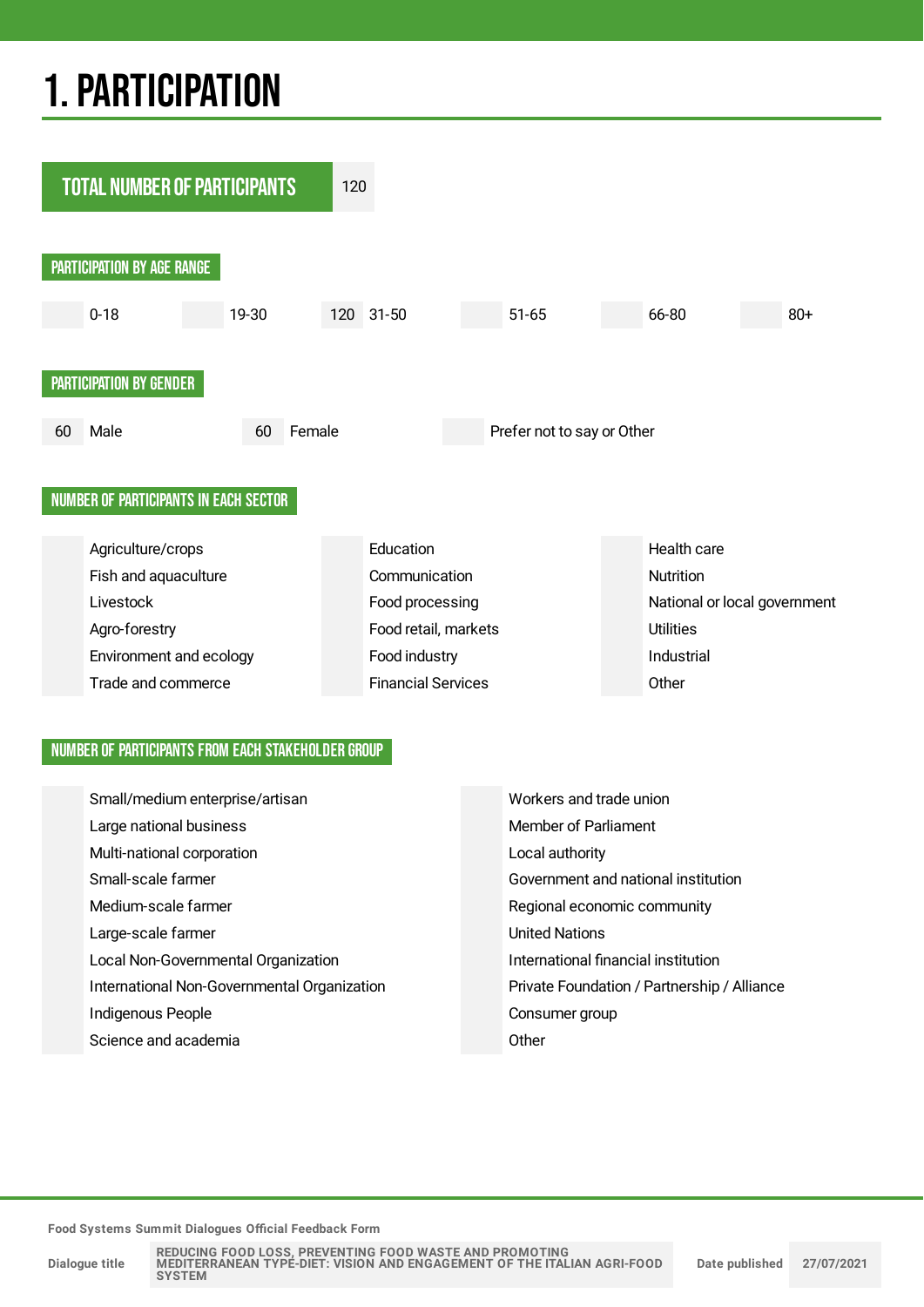# 1. PARTICIPATION

**TOTAL NUMBER OF PARTICIPANTS** 120

## PARTICIPATION BY AGE RANGE

| | 0-18 | | 19-30 | 120 | 31-50 | | 51-65 | | 66-80 | | 80+ |
|---|---|---|---|---|---|---|---|---|---|---|---|

## PARTICIPATION BY GENDER

| 60 | Male | 60 | Female | | Prefer not to say or Other |
|---|---|---|---|---|---|

## NUMBER OF PARTICIPANTS IN EACH SECTOR

| | | | | | |
|---|---|---|---|---|---|
| | Agriculture/crops | | Education | | Health care |
| | Fish and aquaculture | | Communication | | Nutrition |
| | Livestock | | Food processing | | National or local government |
| | Agro-forestry | | Food retail, markets | | Utilities |
| | Environment and ecology | | Food industry | | Industrial |
| | Trade and commerce | | Financial Services | | Other |

## NUMBER OF PARTICIPANTS FROM EACH STAKEHOLDER GROUP

| | | | |
|---|---|---|---|
| | Small/medium enterprise/artisan | | Workers and trade union |
| | Large national business | | Member of Parliament |
| | Multi-national corporation | | Local authority |
| | Small-scale farmer | | Government and national institution |
| | Medium-scale farmer | | Regional economic community |
| | Large-scale farmer | | United Nations |
| | Local Non-Governmental Organization | | International financial institution |
| | International Non-Governmental Organization | | Private Foundation / Partnership / Alliance |
| | Indigenous People | | Consumer group |
| | Science and academia | | Other |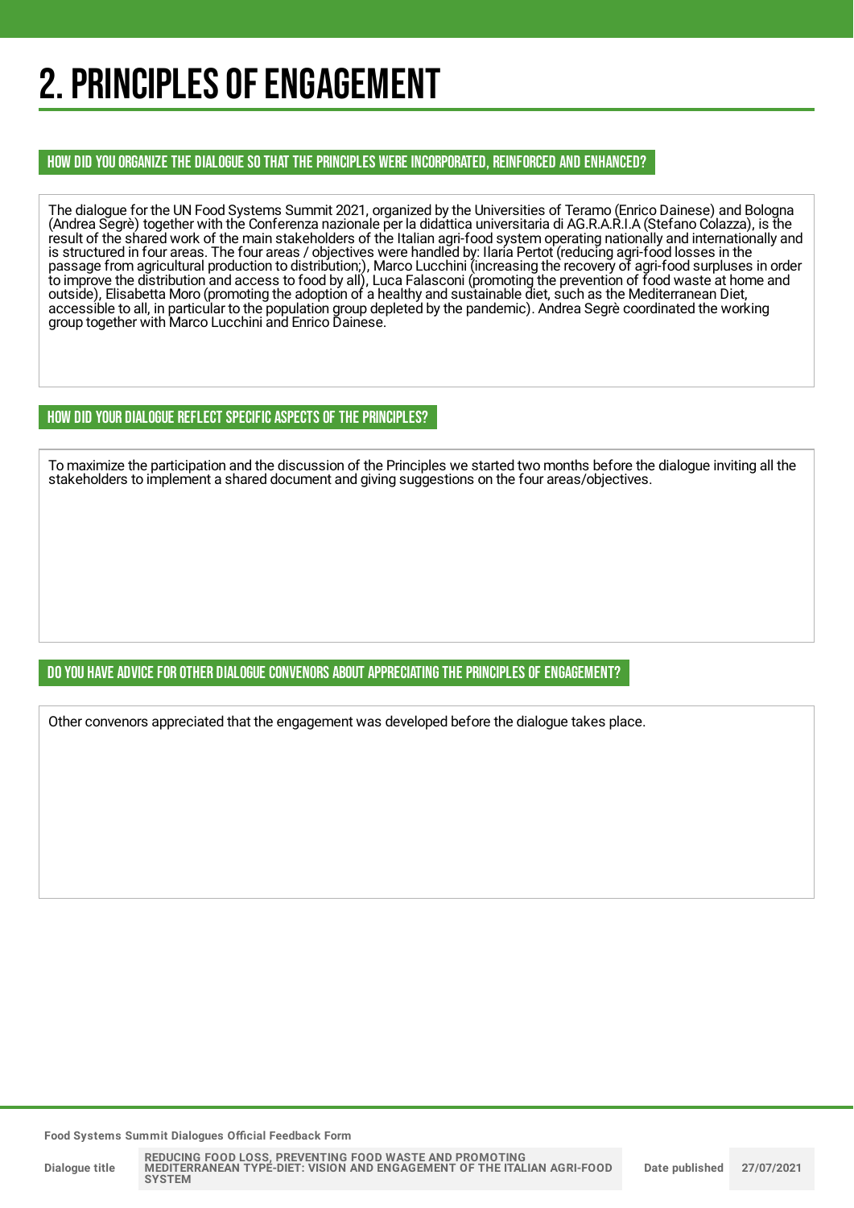# 2. PRINCIPLES OF ENGAGEMENT

## HOW DID YOU ORGANIZE THE DIALOGUE SO THAT THE PRINCIPLES WERE INCORPORATED, REINFORCED AND ENHANCED?

The dialogue for the UN Food Systems Summit 2021, organized by the Universities of Teramo (Enrico Dainese) and Bologna (Andrea Segrè) together with the Conferenza nazionale per la didattica universitaria di AG.R.A.R.I.A (Stefano Colazza), is the result of the shared work of the main stakeholders of the Italian agri-food system operating nationally and internationally and is structured in four areas. The four areas / objectives were handled by: Ilaria Pertot (reducing agri-food losses in the passage from agricultural production to distribution;), Marco Lucchini (increasing the recovery of agri-food surpluses in order to improve the distribution and access to food by all), Luca Falasconi (promoting the prevention of food waste at home and outside), Elisabetta Moro (promoting the adoption of a healthy and sustainable diet, such as the Mediterranean Diet, accessible to all, in particular to the population group depleted by the pandemic). Andrea Segrè coordinated the working group together with Marco Lucchini and Enrico Dainese.

## HOW DID YOUR DIALOGUE REFLECT SPECIFIC ASPECTS OF THE PRINCIPLES?

To maximize the participation and the discussion of the Principles we started two months before the dialogue inviting all the stakeholders to implement a shared document and giving suggestions on the four areas/objectives.

## DO YOU HAVE ADVICE FOR OTHER DIALOGUE CONVENORS ABOUT APPRECIATING THE PRINCIPLES OF ENGAGEMENT?

Other convenors appreciated that the engagement was developed before the dialogue takes place.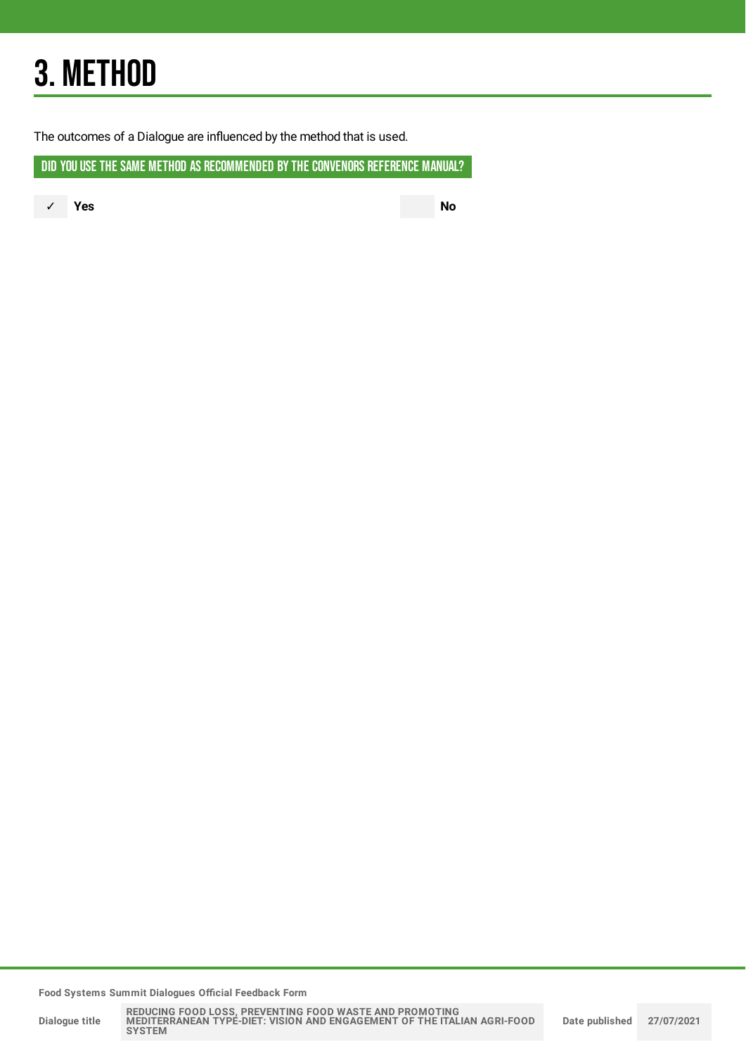# 3. METHOD

The outcomes of a Dialogue are influenced by the method that is used.

## DID YOU USE THE SAME METHOD AS RECOMMENDED BY THE CONVENORS REFERENCE MANUAL?

✓ **Yes**

**No**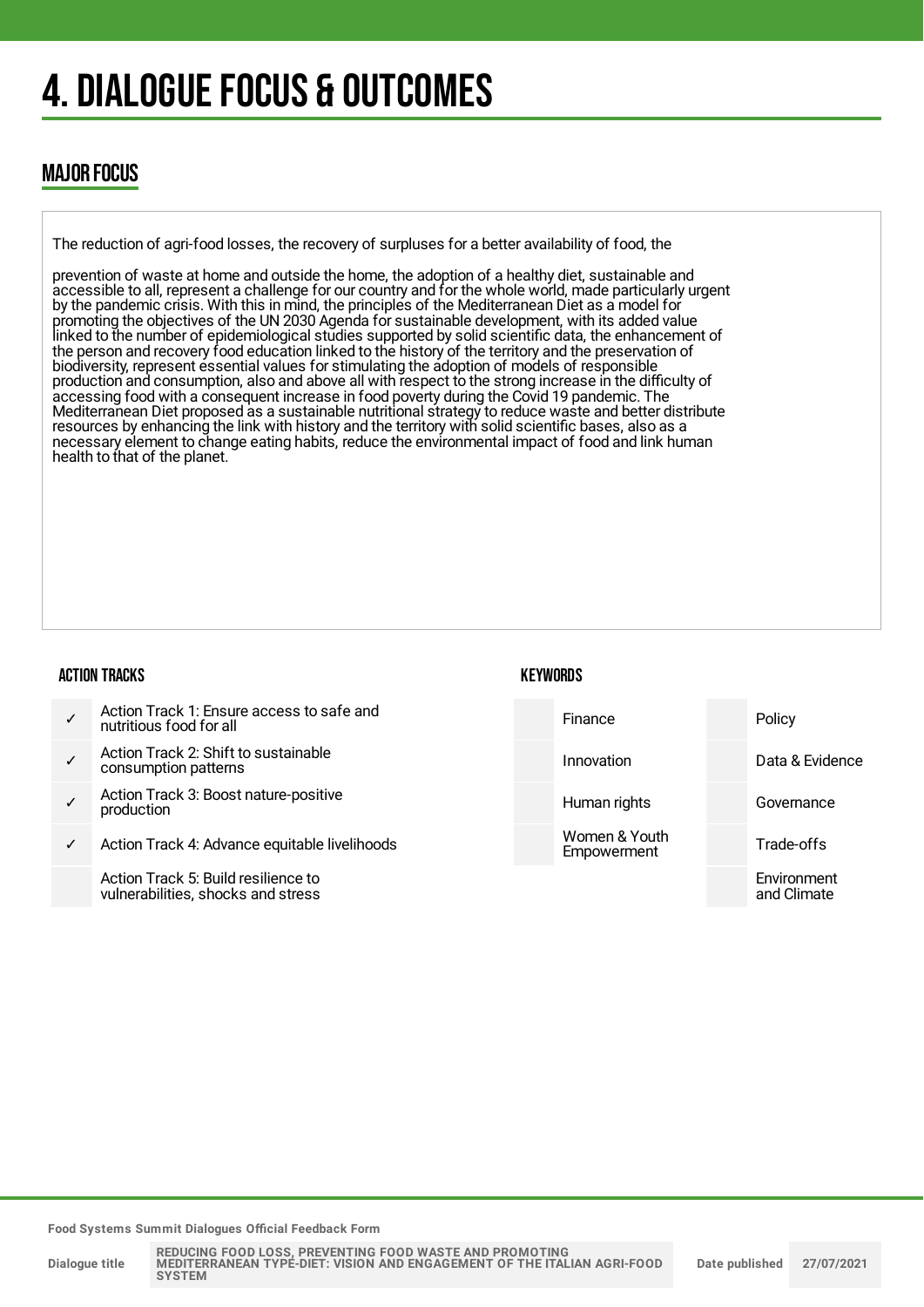# 4. DIALOGUE FOCUS & OUTCOMES

## MAJOR FOCUS

The reduction of agri-food losses, the recovery of surpluses for a better availability of food, the

prevention of waste at home and outside the home, the adoption of a healthy diet, sustainable and accessible to all, represent a challenge for our country and for the whole world, made particularly urgent by the pandemic crisis. With this in mind, the principles of the Mediterranean Diet as a model for promoting the objectives of the UN 2030 Agenda for sustainable development, with its added value linked to the number of epidemiological studies supported by solid scientific data, the enhancement of the person and recovery food education linked to the history of the territory and the preservation of biodiversity, represent essential values for stimulating the adoption of models of responsible production and consumption, also and above all with respect to the strong increase in the difficulty of accessing food with a consequent increase in food poverty during the Covid 19 pandemic. The Mediterranean Diet proposed as a sustainable nutritional strategy to reduce waste and better distribute resources by enhancing the link with history and the territory with solid scientific bases, also as a necessary element to change eating habits, reduce the environmental impact of food and link human health to that of the planet.

### ACTION TRACKS

| | |
|---|---|
| ✓ | Action Track 1: Ensure access to safe and nutritious food for all |
| ✓ | Action Track 2: Shift to sustainable consumption patterns |
| ✓ | Action Track 3: Boost nature-positive production |
| ✓ | Action Track 4: Advance equitable livelihoods |
| | Action Track 5: Build resilience to vulnerabilities, shocks and stress |

### KEYWORDS

| | | | |
|---|---|---|---|
| | Finance | | Policy |
| | Innovation | | Data & Evidence |
| | Human rights | | Governance |
| | Women & Youth Empowerment | | Trade-offs |
| | | | Environment and Climate |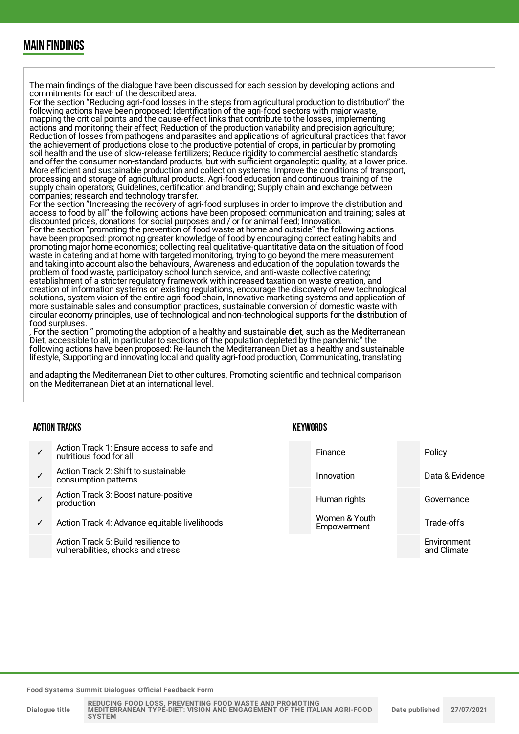## MAIN FINDINGS

The main findings of the dialogue have been discussed for each session by developing actions and commitments for each of the described area.
For the section "Reducing agri-food losses in the steps from agricultural production to distribution" the following actions have been proposed: Identification of the agri-food sectors with major waste, mapping the critical points and the cause-effect links that contribute to the losses, implementing actions and monitoring their effect; Reduction of the production variability and precision agriculture; Reduction of losses from pathogens and parasites and applications of agricultural practices that favor the achievement of productions close to the productive potential of crops, in particular by promoting soil health and the use of slow-release fertilizers; Reduce rigidity to commercial aesthetic standards and offer the consumer non-standard products, but with sufficient organoleptic quality, at a lower price. More efficient and sustainable production and collection systems; Improve the conditions of transport, processing and storage of agricultural products. Agri-food education and continuous training of the supply chain operators; Guidelines, certification and branding; Supply chain and exchange between companies; research and technology transfer.
For the section "Increasing the recovery of agri-food surpluses in order to improve the distribution and access to food by all" the following actions have been proposed: communication and training; sales at discounted prices, donations for social purposes and / or for animal feed; Innovation.
For the section "promoting the prevention of food waste at home and outside" the following actions have been proposed: promoting greater knowledge of food by encouraging correct eating habits and promoting major home economics; collecting real qualitative-quantitative data on the situation of food waste in catering and at home with targeted monitoring, trying to go beyond the mere measurement and taking into account also the behaviours, Awareness and education of the population towards the problem of food waste, participatory school lunch service, and anti-waste collective catering; establishment of a stricter regulatory framework with increased taxation on waste creation, and creation of information systems on existing regulations, encourage the discovery of new technological solutions, system vision of the entire agri-food chain, Innovative marketing systems and application of more sustainable sales and consumption practices, sustainable conversion of domestic waste with circular economy principles, use of technological and non-technological supports for the distribution of food surpluses.
, For the section " promoting the adoption of a healthy and sustainable diet, such as the Mediterranean Diet, accessible to all, in particular to sections of the population depleted by the pandemic" the following actions have been proposed: Re-launch the Mediterranean Diet as a healthy and sustainable lifestyle, Supporting and innovating local and quality agri-food production, Communicating, translating

and adapting the Mediterranean Diet to other cultures, Promoting scientific and technical comparison on the Mediterranean Diet at an international level.

### ACTION TRACKS

| | |
|---|---|
| ✓ | Action Track 1: Ensure access to safe and nutritious food for all |
| ✓ | Action Track 2: Shift to sustainable consumption patterns |
| ✓ | Action Track 3: Boost nature-positive production |
| ✓ | Action Track 4: Advance equitable livelihoods |
| | Action Track 5: Build resilience to vulnerabilities, shocks and stress |

### KEYWORDS

| | | | |
|---|---|---|---|
| | Finance | | Policy |
| | Innovation | | Data & Evidence |
| | Human rights | | Governance |
| | Women & Youth Empowerment | | Trade-offs |
| | | | Environment and Climate |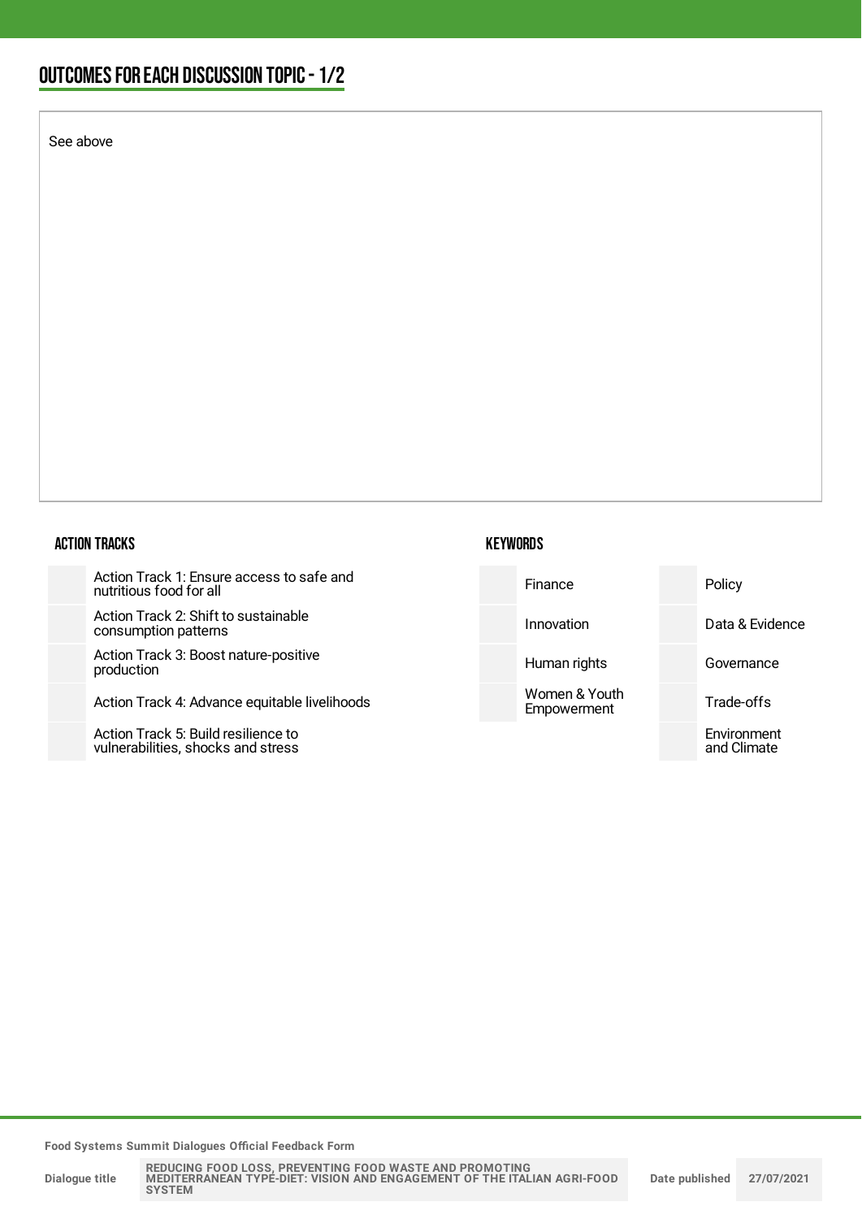## OUTCOMES FOR EACH DISCUSSION TOPIC - 1/2

See above

### ACTION TRACKS

- Action Track 1: Ensure access to safe and nutritious food for all
- Action Track 2: Shift to sustainable consumption patterns
- Action Track 3: Boost nature-positive production
- Action Track 4: Advance equitable livelihoods
- Action Track 5: Build resilience to vulnerabilities, shocks and stress

### KEYWORDS

| | |
|---|---|
| Finance | Policy |
| Innovation | Data & Evidence |
| Human rights | Governance |
| Women & Youth Empowerment | Trade-offs |
| | Environment and Climate |

Food Systems Summit Dialogues Official Feedback Form

| Dialogue title | REDUCING FOOD LOSS, PREVENTING FOOD WASTE AND PROMOTING MEDITERRANEAN TYPE-DIET: VISION AND ENGAGEMENT OF THE ITALIAN AGRI-FOOD SYSTEM | Date published | 27/07/2021 |
|---|---|---|---|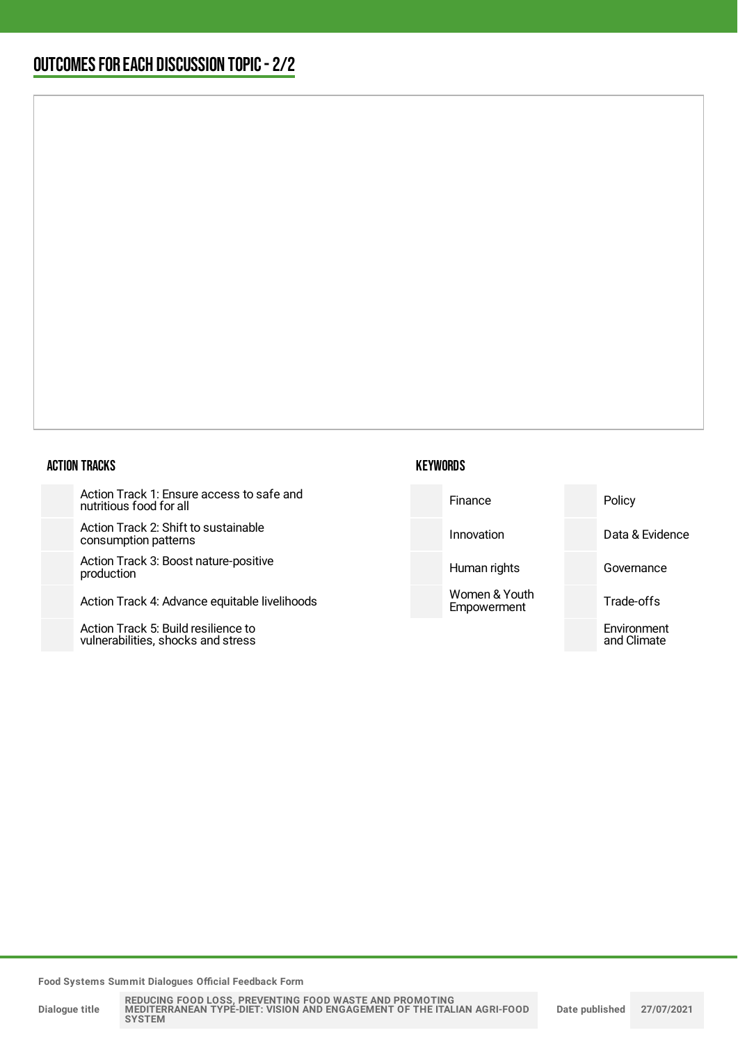## OUTCOMES FOR EACH DISCUSSION TOPIC - 2/2

### ACTION TRACKS

- Action Track 1: Ensure access to safe and nutritious food for all
- Action Track 2: Shift to sustainable consumption patterns
- Action Track 3: Boost nature-positive production
- Action Track 4: Advance equitable livelihoods
- Action Track 5: Build resilience to vulnerabilities, shocks and stress

### KEYWORDS

| | |
|---|---|
| Finance | Policy |
| Innovation | Data & Evidence |
| Human rights | Governance |
| Women & Youth Empowerment | Trade-offs |
| | Environment and Climate |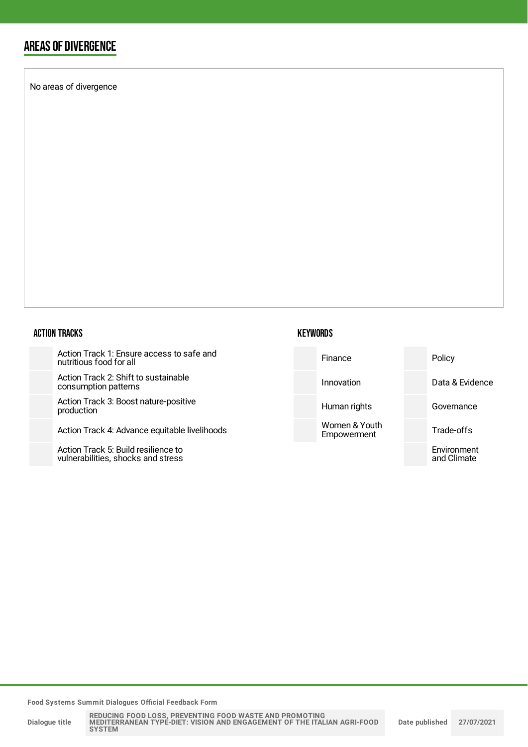## AREAS OF DIVERGENCE

No areas of divergence

### ACTION TRACKS

- Action Track 1: Ensure access to safe and nutritious food for all
- Action Track 2: Shift to sustainable consumption patterns
- Action Track 3: Boost nature-positive production
- Action Track 4: Advance equitable livelihoods
- Action Track 5: Build resilience to vulnerabilities, shocks and stress

### KEYWORDS

- Finance
- Innovation
- Human rights
- Women & Youth Empowerment
- Policy
- Data & Evidence
- Governance
- Trade-offs
- Environment and Climate